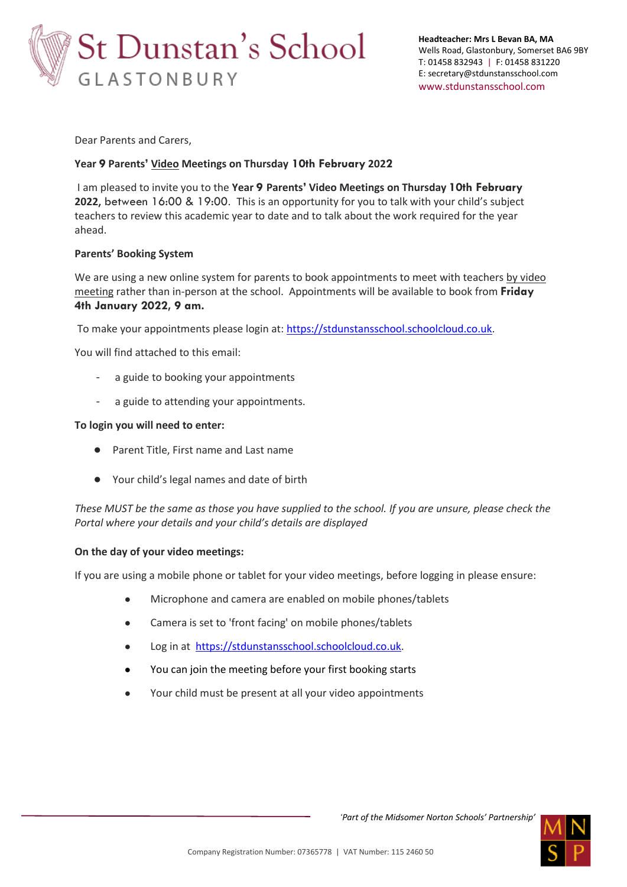# St Dunstan's School

GLASTONBURY

**Headteacher: Mrs L Bevan BA, MA**
Wells Road, Glastonbury, Somerset BA6 9BY
T: 01458 832943 | F: 01458 831220
E: secretary@stdunstansschool.com
www.stdunstansschool.com

Dear Parents and Carers,

**Year 9 Parents' Video Meetings on Thursday 10th February 2022**

I am pleased to invite you to the **Year 9 Parents' Video Meetings on Thursday 10th February 2022,** between 16:00 & 19:00. This is an opportunity for you to talk with your child's subject teachers to review this academic year to date and to talk about the work required for the year ahead.

**Parents' Booking System**

We are using a new online system for parents to book appointments to meet with teachers by video meeting rather than in-person at the school. Appointments will be available to book from **Friday 4th January 2022, 9 am.**

To make your appointments please login at: https://stdunstansschool.schoolcloud.co.uk.

You will find attached to this email:

- a guide to booking your appointments
- a guide to attending your appointments.

**To login you will need to enter:**

- Parent Title, First name and Last name
- Your child's legal names and date of birth

*These MUST be the same as those you have supplied to the school. If you are unsure, please check the Portal where your details and your child's details are displayed*

**On the day of your video meetings:**

If you are using a mobile phone or tablet for your video meetings, before logging in please ensure:

- Microphone and camera are enabled on mobile phones/tablets
- Camera is set to 'front facing' on mobile phones/tablets
- Log in at https://stdunstansschool.schoolcloud.co.uk.
- You can join the meeting before your first booking starts
- Your child must be present at all your video appointments

*'Part of the Midsomer Norton Schools' Partnership'*

Company Registration Number: 07365778 | VAT Number: 115 2460 50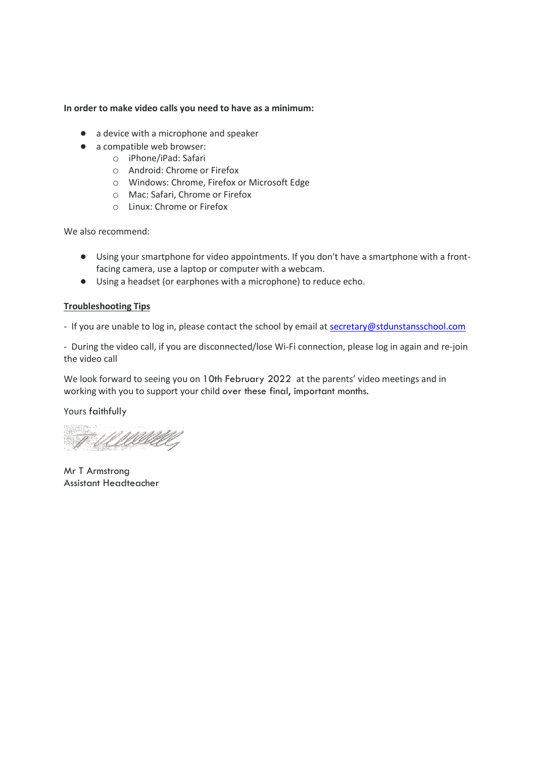**In order to make video calls you need to have as a minimum:**

- a device with a microphone and speaker
- a compatible web browser:
  - iPhone/iPad: Safari
  - Android: Chrome or Firefox
  - Windows: Chrome, Firefox or Microsoft Edge
  - Mac: Safari, Chrome or Firefox
  - Linux: Chrome or Firefox

We also recommend:

- Using your smartphone for video appointments. If you don't have a smartphone with a front-facing camera, use a laptop or computer with a webcam.
- Using a headset (or earphones with a microphone) to reduce echo.

**Troubleshooting Tips**

- If you are unable to log in, please contact the school by email at secretary@stdunstansschool.com

- During the video call, if you are disconnected/lose Wi-Fi connection, please log in again and re-join the video call

We look forward to seeing you on 10th February 2022 at the parents' video meetings and in working with you to support your child over these final, important months.

Yours faithfully

Mr T Armstrong
Assistant Headteacher